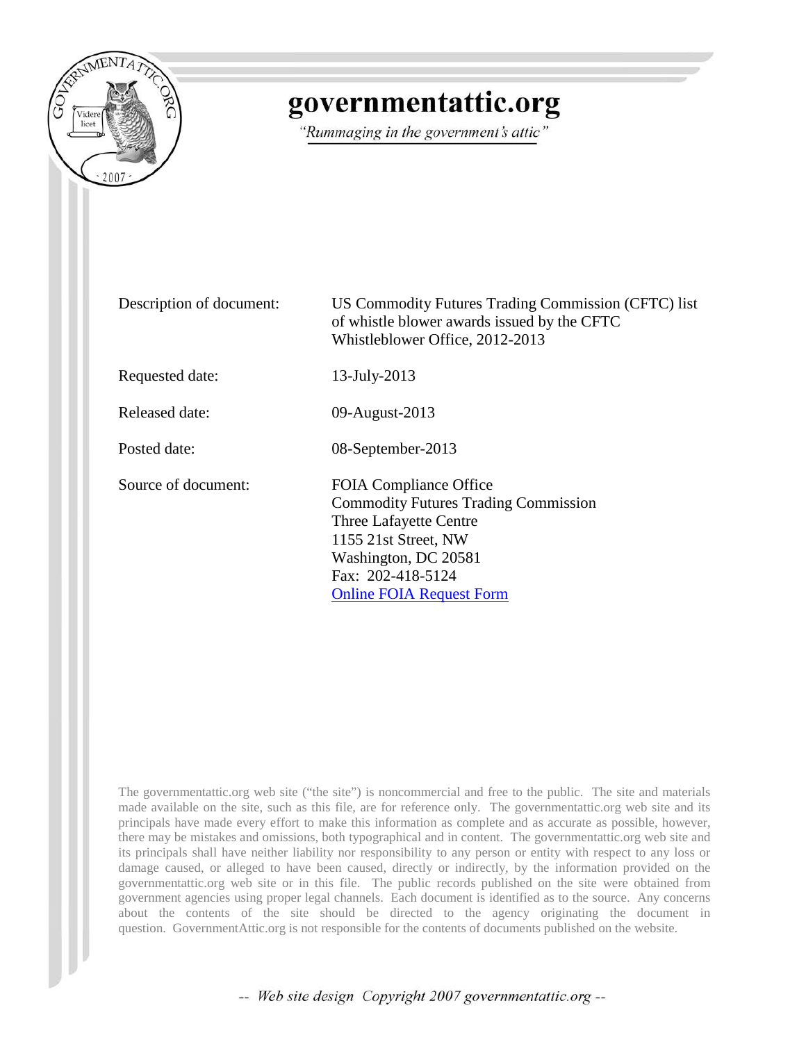# governmentattic.org

*"Rummaging in the government's attic"*

| | |
|---|---|
| Description of document: | US Commodity Futures Trading Commission (CFTC) list of whistle blower awards issued by the CFTC Whistleblower Office, 2012-2013 |
| Requested date: | 13-July-2013 |
| Released date: | 09-August-2013 |
| Posted date: | 08-September-2013 |
| Source of document: | FOIA Compliance Office<br>Commodity Futures Trading Commission<br>Three Lafayette Centre<br>1155 21st Street, NW<br>Washington, DC 20581<br>Fax: 202-418-5124<br>[Online FOIA Request Form] |

The governmentattic.org web site ("the site") is noncommercial and free to the public. The site and materials made available on the site, such as this file, are for reference only. The governmentattic.org web site and its principals have made every effort to make this information as complete and as accurate as possible, however, there may be mistakes and omissions, both typographical and in content. The governmentattic.org web site and its principals shall have neither liability nor responsibility to any person or entity with respect to any loss or damage caused, or alleged to have been caused, directly or indirectly, by the information provided on the governmentattic.org web site or in this file. The public records published on the site were obtained from government agencies using proper legal channels. Each document is identified as to the source. Any concerns about the contents of the site should be directed to the agency originating the document in question. GovernmentAttic.org is not responsible for the contents of documents published on the website.

-- Web site design Copyright 2007 governmentattic.org --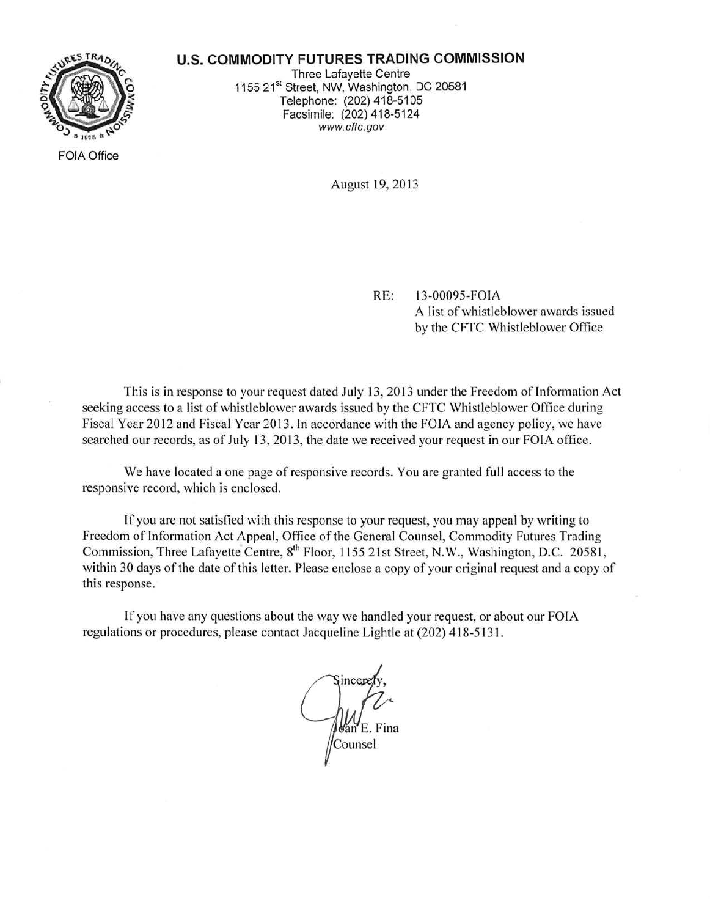# U.S. COMMODITY FUTURES TRADING COMMISSION

Three Lafayette Centre
1155 21st Street, NW, Washington, DC 20581
Telephone: (202) 418-5105
Facsimile: (202) 418-5124
www.cftc.gov

FOIA Office

August 19, 2013

RE: 13-00095-FOIA
A list of whistleblower awards issued by the CFTC Whistleblower Office

This is in response to your request dated July 13, 2013 under the Freedom of Information Act seeking access to a list of whistleblower awards issued by the CFTC Whistleblower Office during Fiscal Year 2012 and Fiscal Year 2013. In accordance with the FOIA and agency policy, we have searched our records, as of July 13, 2013, the date we received your request in our FOIA office.

We have located a one page of responsive records. You are granted full access to the responsive record, which is enclosed.

If you are not satisfied with this response to your request, you may appeal by writing to Freedom of Information Act Appeal, Office of the General Counsel, Commodity Futures Trading Commission, Three Lafayette Centre, 8th Floor, 1155 21st Street, N.W., Washington, D.C. 20581, within 30 days of the date of this letter. Please enclose a copy of your original request and a copy of this response.

If you have any questions about the way we handled your request, or about our FOIA regulations or procedures, please contact Jacqueline Lightle at (202) 418-5131.

Sincerely,

Joan E. Fina
Counsel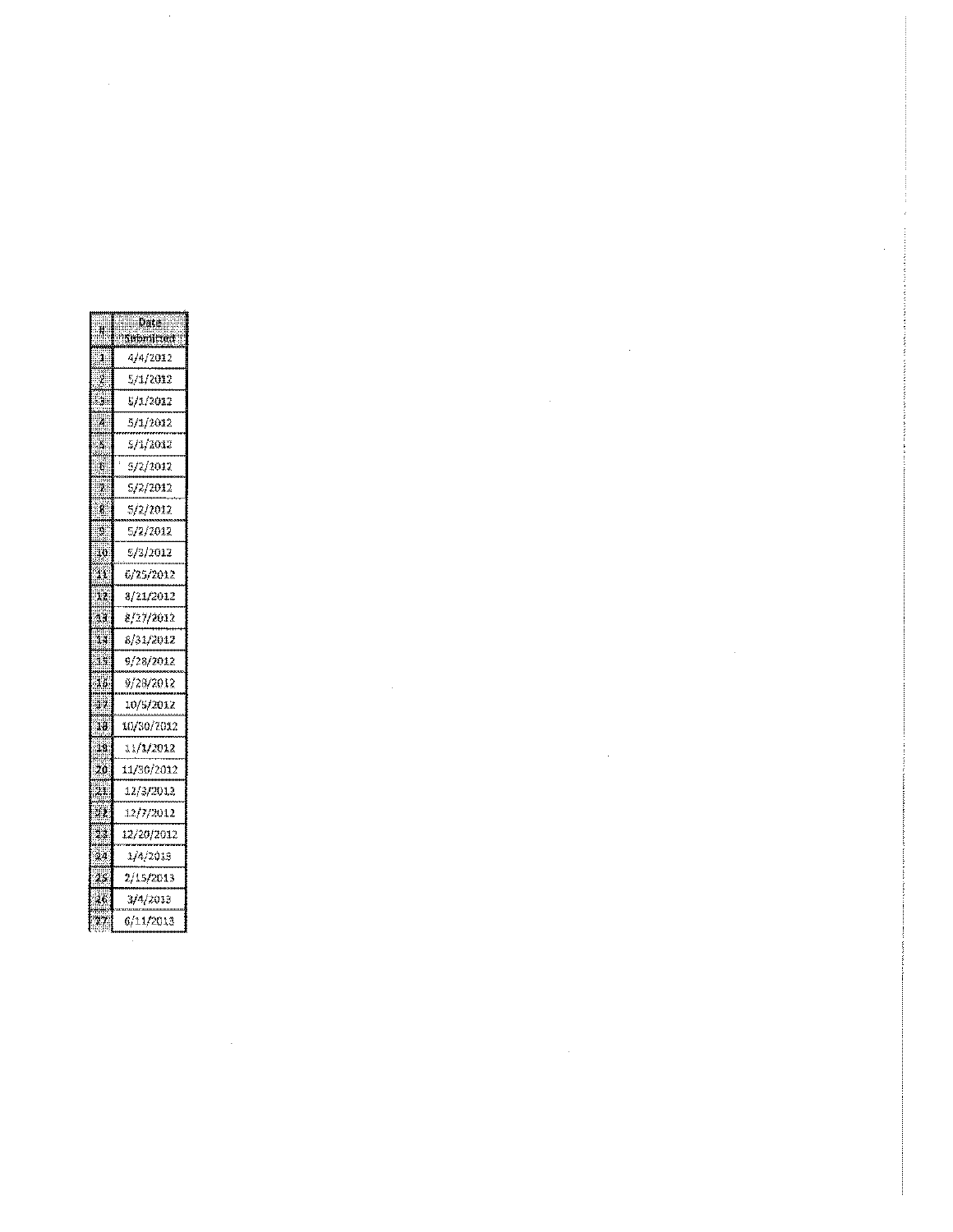| # | Date Submitted |
|---|---|
| 1 | 4/4/2012 |
| 2 | 5/1/2012 |
| 3 | 5/1/2012 |
| 4 | 5/1/2012 |
| 5 | 5/1/2012 |
| 6 | 5/2/2012 |
| 7 | 5/2/2012 |
| 8 | 5/2/2012 |
| 9 | 5/2/2012 |
| 10 | 5/3/2012 |
| 11 | 6/25/2012 |
| 12 | 8/21/2012 |
| 13 | 8/27/2012 |
| 14 | 8/31/2012 |
| 15 | 9/28/2012 |
| 16 | 9/28/2012 |
| 17 | 10/5/2012 |
| 18 | 10/30/2012 |
| 19 | 11/1/2012 |
| 20 | 11/30/2012 |
| 21 | 12/3/2012 |
| 22 | 12/7/2012 |
| 23 | 12/20/2012 |
| 24 | 1/4/2013 |
| 25 | 2/15/2013 |
| 26 | 3/4/2013 |
| 27 | 6/11/2013 |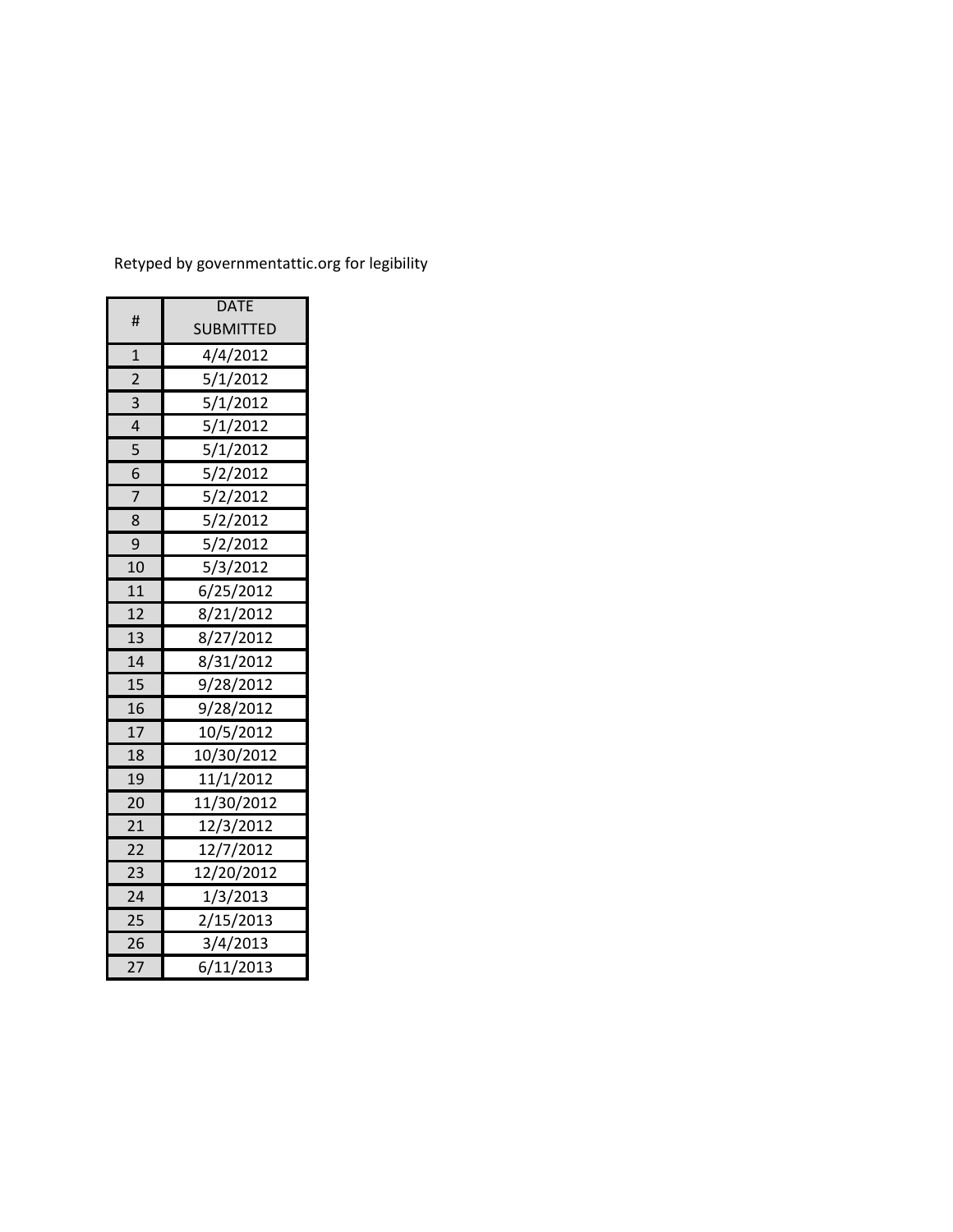Retyped by governmentattic.org for legibility

| # | DATE SUBMITTED |
|---|---|
| 1 | 4/4/2012 |
| 2 | 5/1/2012 |
| 3 | 5/1/2012 |
| 4 | 5/1/2012 |
| 5 | 5/1/2012 |
| 6 | 5/2/2012 |
| 7 | 5/2/2012 |
| 8 | 5/2/2012 |
| 9 | 5/2/2012 |
| 10 | 5/3/2012 |
| 11 | 6/25/2012 |
| 12 | 8/21/2012 |
| 13 | 8/27/2012 |
| 14 | 8/31/2012 |
| 15 | 9/28/2012 |
| 16 | 9/28/2012 |
| 17 | 10/5/2012 |
| 18 | 10/30/2012 |
| 19 | 11/1/2012 |
| 20 | 11/30/2012 |
| 21 | 12/3/2012 |
| 22 | 12/7/2012 |
| 23 | 12/20/2012 |
| 24 | 1/3/2013 |
| 25 | 2/15/2013 |
| 26 | 3/4/2013 |
| 27 | 6/11/2013 |